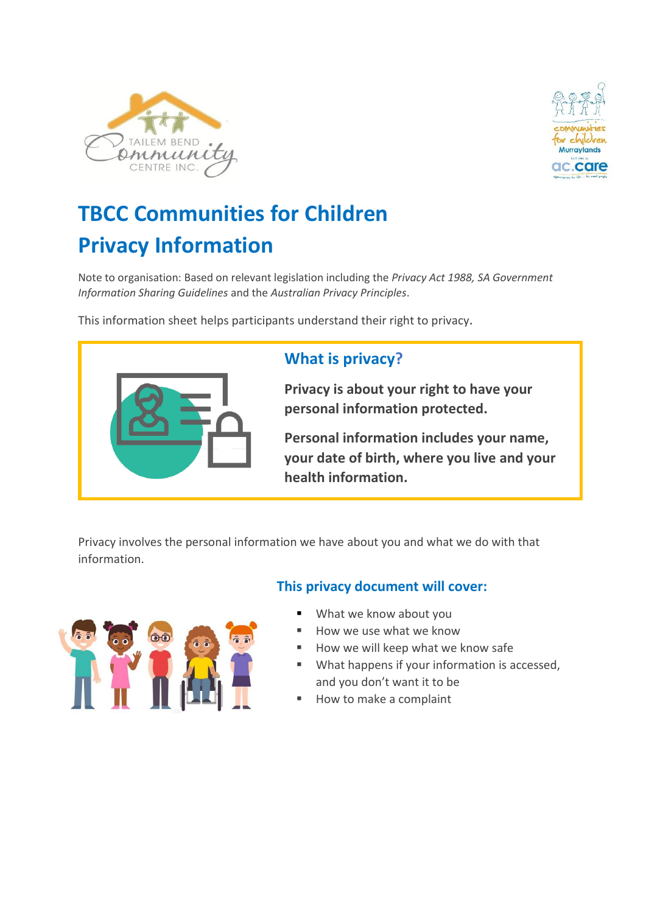# TBCC Communities for Children Privacy Information

Note to organisation: Based on relevant legislation including the *Privacy Act 1988, SA Government Information Sharing Guidelines* and the *Australian Privacy Principles*.

This information sheet helps participants understand their right to privacy.

## What is privacy?

**Privacy is about your right to have your personal information protected.**

**Personal information includes your name, your date of birth, where you live and your health information.**

Privacy involves the personal information we have about you and what we do with that information.

### This privacy document will cover:

- What we know about you
- How we use what we know
- How we will keep what we know safe
- What happens if your information is accessed, and you don't want it to be
- How to make a complaint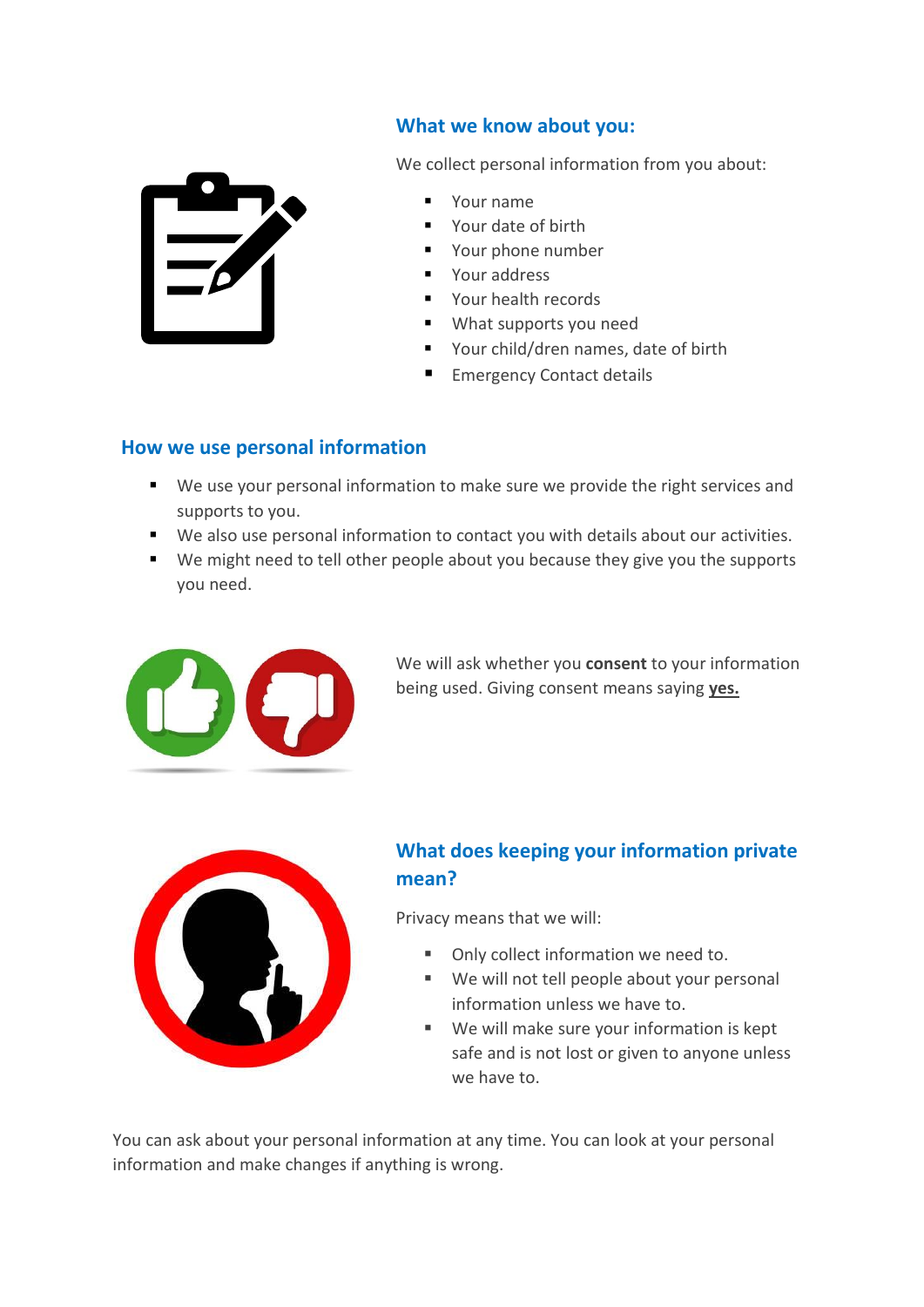## What we know about you:

We collect personal information from you about:

- Your name
- Your date of birth
- Your phone number
- Your address
- Your health records
- What supports you need
- Your child/dren names, date of birth
- Emergency Contact details

## How we use personal information

- We use your personal information to make sure we provide the right services and supports to you.
- We also use personal information to contact you with details about our activities.
- We might need to tell other people about you because they give you the supports you need.

We will ask whether you **consent** to your information being used. Giving consent means saying **yes.**

## What does keeping your information private mean?

Privacy means that we will:

- Only collect information we need to.
- We will not tell people about your personal information unless we have to.
- We will make sure your information is kept safe and is not lost or given to anyone unless we have to.

You can ask about your personal information at any time. You can look at your personal information and make changes if anything is wrong.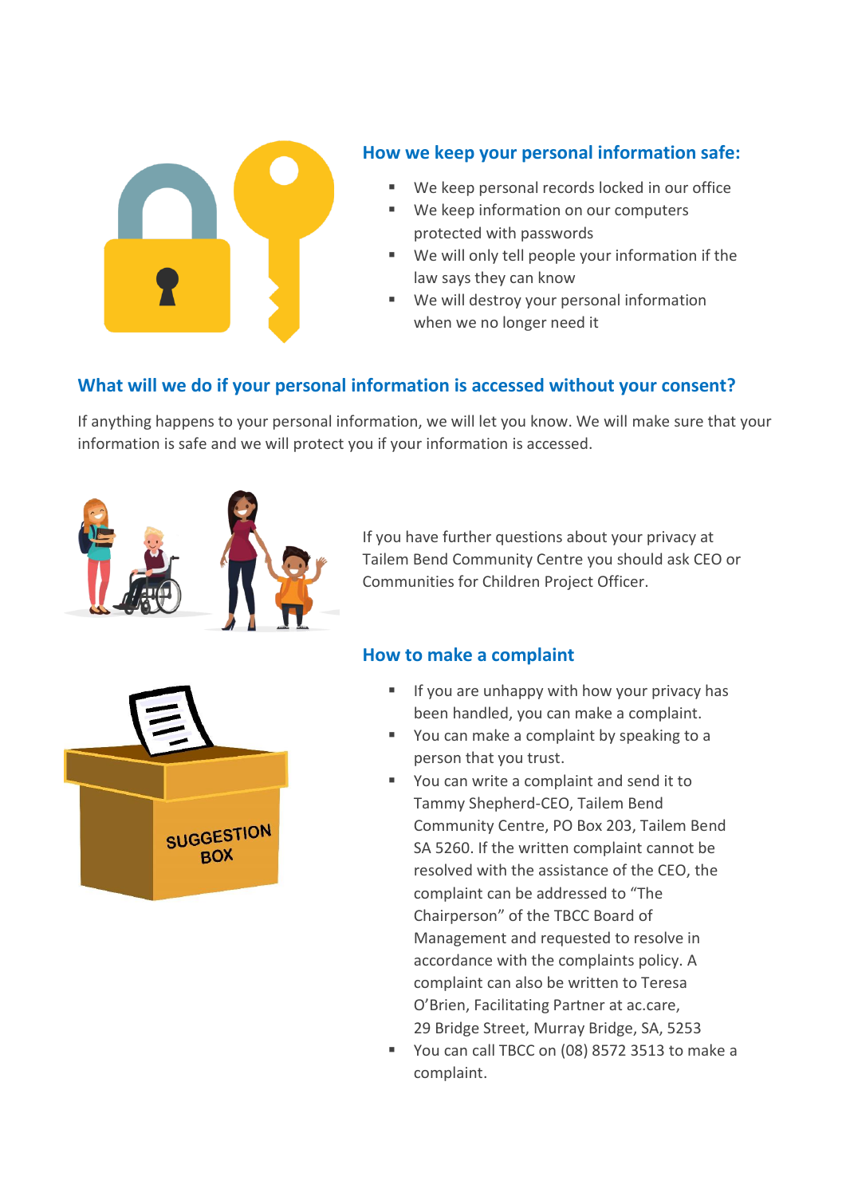## How we keep your personal information safe:

- We keep personal records locked in our office
- We keep information on our computers protected with passwords
- We will only tell people your information if the law says they can know
- We will destroy your personal information when we no longer need it

## What will we do if your personal information is accessed without your consent?

If anything happens to your personal information, we will let you know. We will make sure that your information is safe and we will protect you if your information is accessed.

If you have further questions about your privacy at Tailem Bend Community Centre you should ask CEO or Communities for Children Project Officer.

## How to make a complaint

- If you are unhappy with how your privacy has been handled, you can make a complaint.
- You can make a complaint by speaking to a person that you trust.
- You can write a complaint and send it to Tammy Shepherd-CEO, Tailem Bend Community Centre, PO Box 203, Tailem Bend SA 5260. If the written complaint cannot be resolved with the assistance of the CEO, the complaint can be addressed to "The Chairperson" of the TBCC Board of Management and requested to resolve in accordance with the complaints policy. A complaint can also be written to Teresa O'Brien, Facilitating Partner at ac.care, 29 Bridge Street, Murray Bridge, SA, 5253
- You can call TBCC on (08) 8572 3513 to make a complaint.